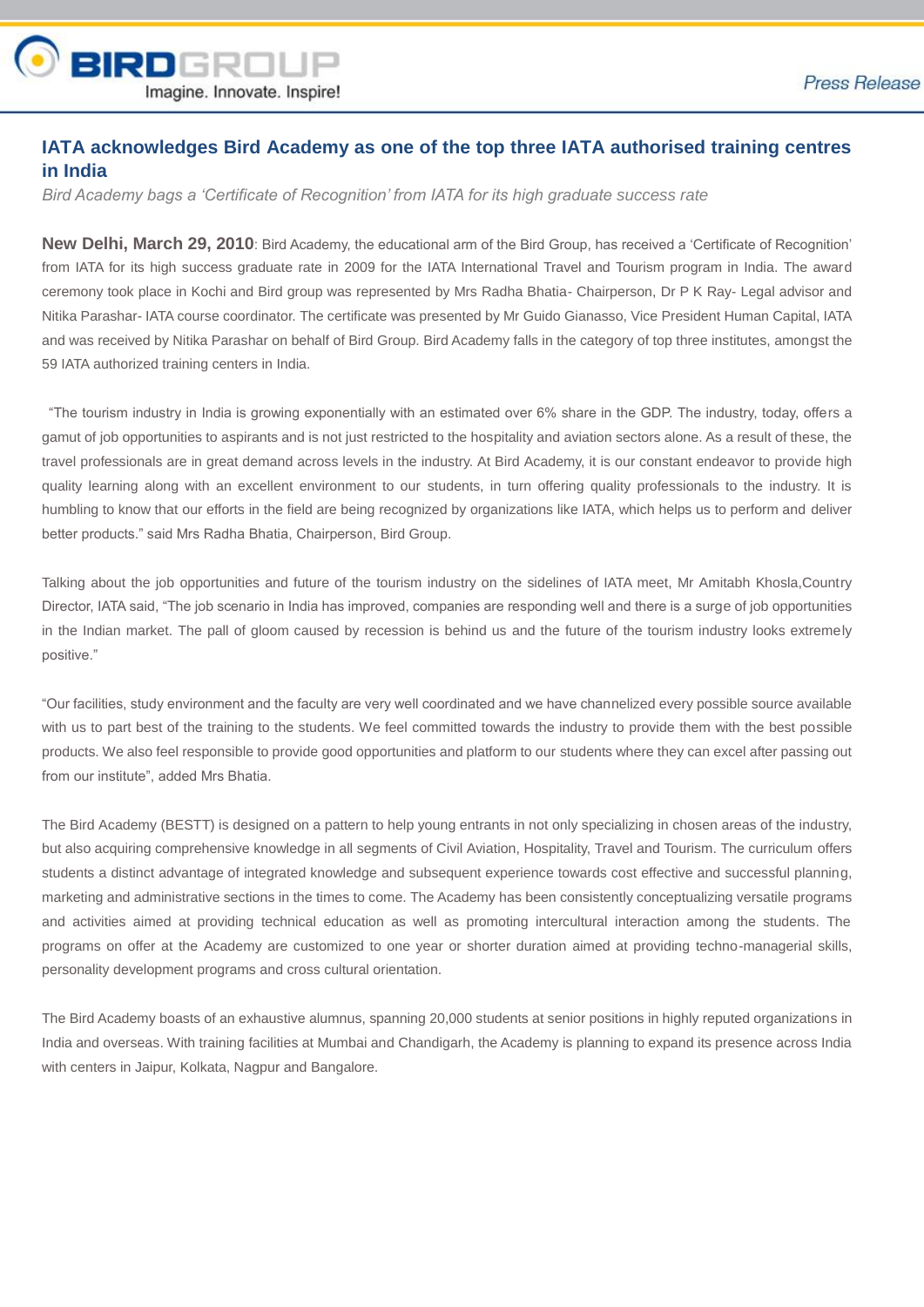# IATA acknowledges Bird Academy as one of the top three IATA authorised training centres in India

*Bird Academy bags a 'Certificate of Recognition' from IATA for its high graduate success rate*

**New Delhi, March 29, 2010**: Bird Academy, the educational arm of the Bird Group, has received a 'Certificate of Recognition' from IATA for its high success graduate rate in 2009 for the IATA International Travel and Tourism program in India. The award ceremony took place in Kochi and Bird group was represented by Mrs Radha Bhatia- Chairperson, Dr P K Ray- Legal advisor and Nitika Parashar- IATA course coordinator. The certificate was presented by Mr Guido Gianasso, Vice President Human Capital, IATA and was received by Nitika Parashar on behalf of Bird Group. Bird Academy falls in the category of top three institutes, amongst the 59 IATA authorized training centers in India.

"The tourism industry in India is growing exponentially with an estimated over 6% share in the GDP. The industry, today, offers a gamut of job opportunities to aspirants and is not just restricted to the hospitality and aviation sectors alone. As a result of these, the travel professionals are in great demand across levels in the industry. At Bird Academy, it is our constant endeavor to provide high quality learning along with an excellent environment to our students, in turn offering quality professionals to the industry. It is humbling to know that our efforts in the field are being recognized by organizations like IATA, which helps us to perform and deliver better products." said Mrs Radha Bhatia, Chairperson, Bird Group.

Talking about the job opportunities and future of the tourism industry on the sidelines of IATA meet, Mr Amitabh Khosla,Country Director, IATA said, "The job scenario in India has improved, companies are responding well and there is a surge of job opportunities in the Indian market. The pall of gloom caused by recession is behind us and the future of the tourism industry looks extremely positive."

"Our facilities, study environment and the faculty are very well coordinated and we have channelized every possible source available with us to part best of the training to the students. We feel committed towards the industry to provide them with the best possible products. We also feel responsible to provide good opportunities and platform to our students where they can excel after passing out from our institute", added Mrs Bhatia.

The Bird Academy (BESTT) is designed on a pattern to help young entrants in not only specializing in chosen areas of the industry, but also acquiring comprehensive knowledge in all segments of Civil Aviation, Hospitality, Travel and Tourism. The curriculum offers students a distinct advantage of integrated knowledge and subsequent experience towards cost effective and successful planning, marketing and administrative sections in the times to come. The Academy has been consistently conceptualizing versatile programs and activities aimed at providing technical education as well as promoting intercultural interaction among the students. The programs on offer at the Academy are customized to one year or shorter duration aimed at providing techno-managerial skills, personality development programs and cross cultural orientation.

The Bird Academy boasts of an exhaustive alumnus, spanning 20,000 students at senior positions in highly reputed organizations in India and overseas. With training facilities at Mumbai and Chandigarh, the Academy is planning to expand its presence across India with centers in Jaipur, Kolkata, Nagpur and Bangalore.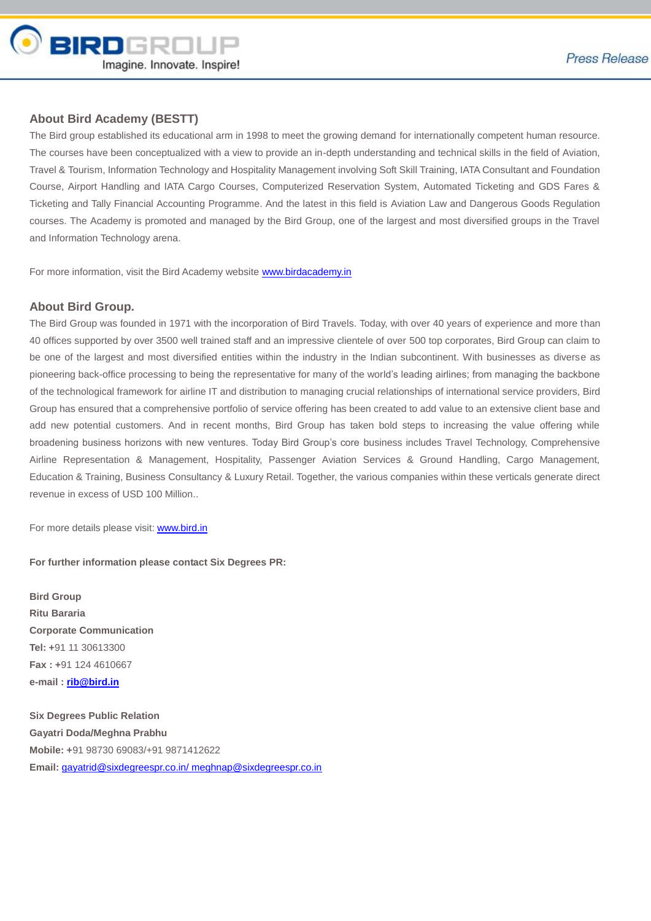## About Bird Academy (BESTT)

The Bird group established its educational arm in 1998 to meet the growing demand for internationally competent human resource. The courses have been conceptualized with a view to provide an in-depth understanding and technical skills in the field of Aviation, Travel & Tourism, Information Technology and Hospitality Management involving Soft Skill Training, IATA Consultant and Foundation Course, Airport Handling and IATA Cargo Courses, Computerized Reservation System, Automated Ticketing and GDS Fares & Ticketing and Tally Financial Accounting Programme. And the latest in this field is Aviation Law and Dangerous Goods Regulation courses. The Academy is promoted and managed by the Bird Group, one of the largest and most diversified groups in the Travel and Information Technology arena.

For more information, visit the Bird Academy website www.birdacademy.in

## About Bird Group.

The Bird Group was founded in 1971 with the incorporation of Bird Travels. Today, with over 40 years of experience and more than 40 offices supported by over 3500 well trained staff and an impressive clientele of over 500 top corporates, Bird Group can claim to be one of the largest and most diversified entities within the industry in the Indian subcontinent. With businesses as diverse as pioneering back-office processing to being the representative for many of the world's leading airlines; from managing the backbone of the technological framework for airline IT and distribution to managing crucial relationships of international service providers, Bird Group has ensured that a comprehensive portfolio of service offering has been created to add value to an extensive client base and add new potential customers. And in recent months, Bird Group has taken bold steps to increasing the value offering while broadening business horizons with new ventures. Today Bird Group's core business includes Travel Technology, Comprehensive Airline Representation & Management, Hospitality, Passenger Aviation Services & Ground Handling, Cargo Management, Education & Training, Business Consultancy & Luxury Retail. Together, the various companies within these verticals generate direct revenue in excess of USD 100 Million..

For more details please visit: www.bird.in

**For further information please contact Six Degrees PR:**

**Bird Group**
**Ritu Bararia**
**Corporate Communication**
**Tel:** +91 11 30613300
**Fax :** +91 124 4610667
**e-mail :** **rib@bird.in**

**Six Degrees Public Relation**
**Gayatri Doda/Meghna Prabhu**
**Mobile:** +91 98730 69083/+91 9871412622
**Email:** gayatrid@sixdegreespr.co.in/ meghnap@sixdegreespr.co.in